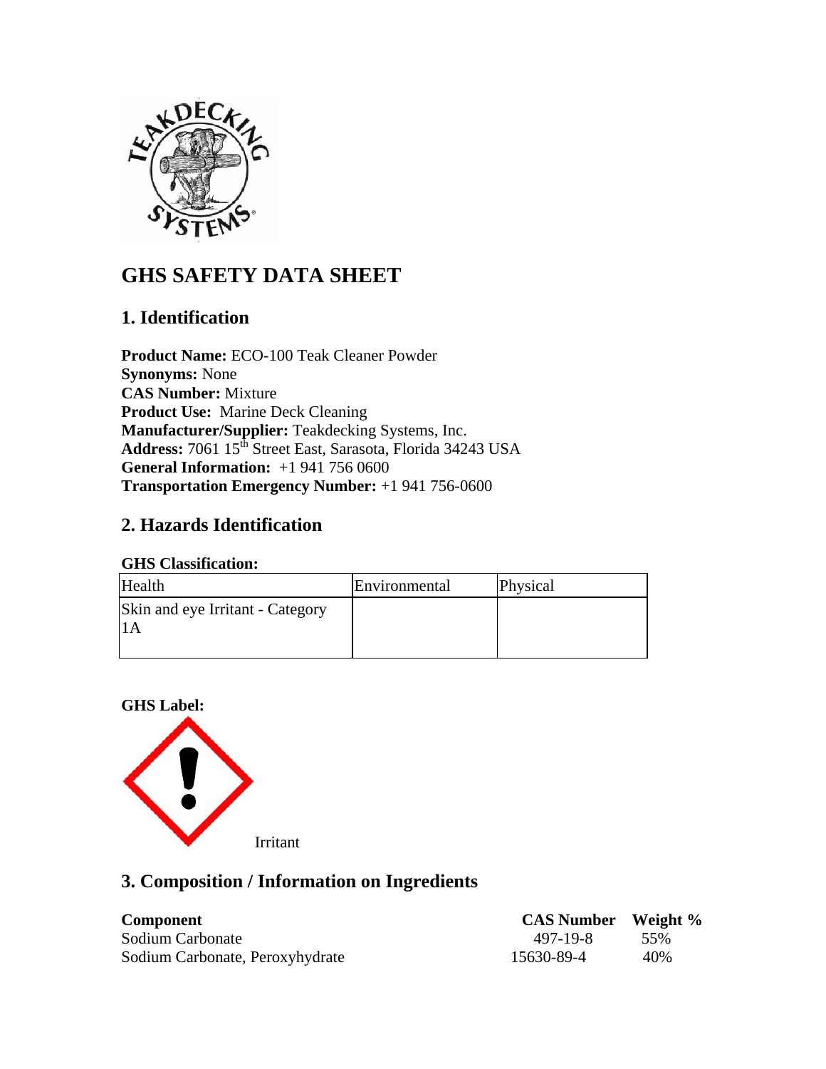# GHS SAFETY DATA SHEET

## 1. Identification

**Product Name:** ECO-100 Teak Cleaner Powder
**Synonyms:** None
**CAS Number:** Mixture
**Product Use:** Marine Deck Cleaning
**Manufacturer/Supplier:** Teakdecking Systems, Inc.
**Address:** 7061 15th Street East, Sarasota, Florida 34243 USA
**General Information:** +1 941 756 0600
**Transportation Emergency Number:** +1 941 756-0600

## 2. Hazards Identification

**GHS Classification:**

| Health | Environmental | Physical |
|---|---|---|
| Skin and eye Irritant - Category 1A | | |

**GHS Label:**

Irritant

## 3. Composition / Information on Ingredients

| Component | CAS Number | Weight % |
|---|---|---|
| Sodium Carbonate | 497-19-8 | 55% |
| Sodium Carbonate, Peroxyhydrate | 15630-89-4 | 40% |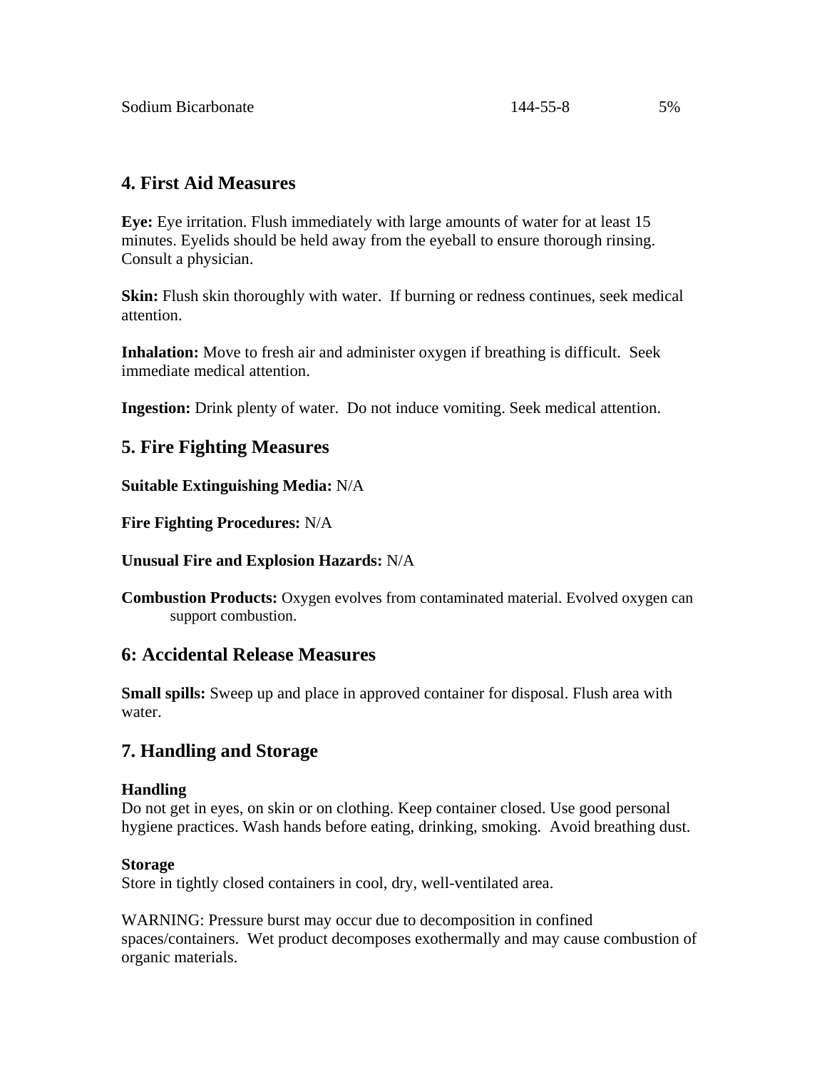| Sodium Bicarbonate | 144-55-8 | 5% |
|---|---|---|

## 4. First Aid Measures

**Eye:** Eye irritation. Flush immediately with large amounts of water for at least 15 minutes. Eyelids should be held away from the eyeball to ensure thorough rinsing. Consult a physician.

**Skin:** Flush skin thoroughly with water. If burning or redness continues, seek medical attention.

**Inhalation:** Move to fresh air and administer oxygen if breathing is difficult. Seek immediate medical attention.

**Ingestion:** Drink plenty of water. Do not induce vomiting. Seek medical attention.

## 5. Fire Fighting Measures

**Suitable Extinguishing Media:** N/A

**Fire Fighting Procedures:** N/A

**Unusual Fire and Explosion Hazards:** N/A

**Combustion Products:** Oxygen evolves from contaminated material. Evolved oxygen can support combustion.

## 6: Accidental Release Measures

**Small spills:** Sweep up and place in approved container for disposal. Flush area with water.

## 7. Handling and Storage

**Handling**
Do not get in eyes, on skin or on clothing. Keep container closed. Use good personal hygiene practices. Wash hands before eating, drinking, smoking. Avoid breathing dust.

**Storage**
Store in tightly closed containers in cool, dry, well-ventilated area.

WARNING: Pressure burst may occur due to decomposition in confined spaces/containers. Wet product decomposes exothermally and may cause combustion of organic materials.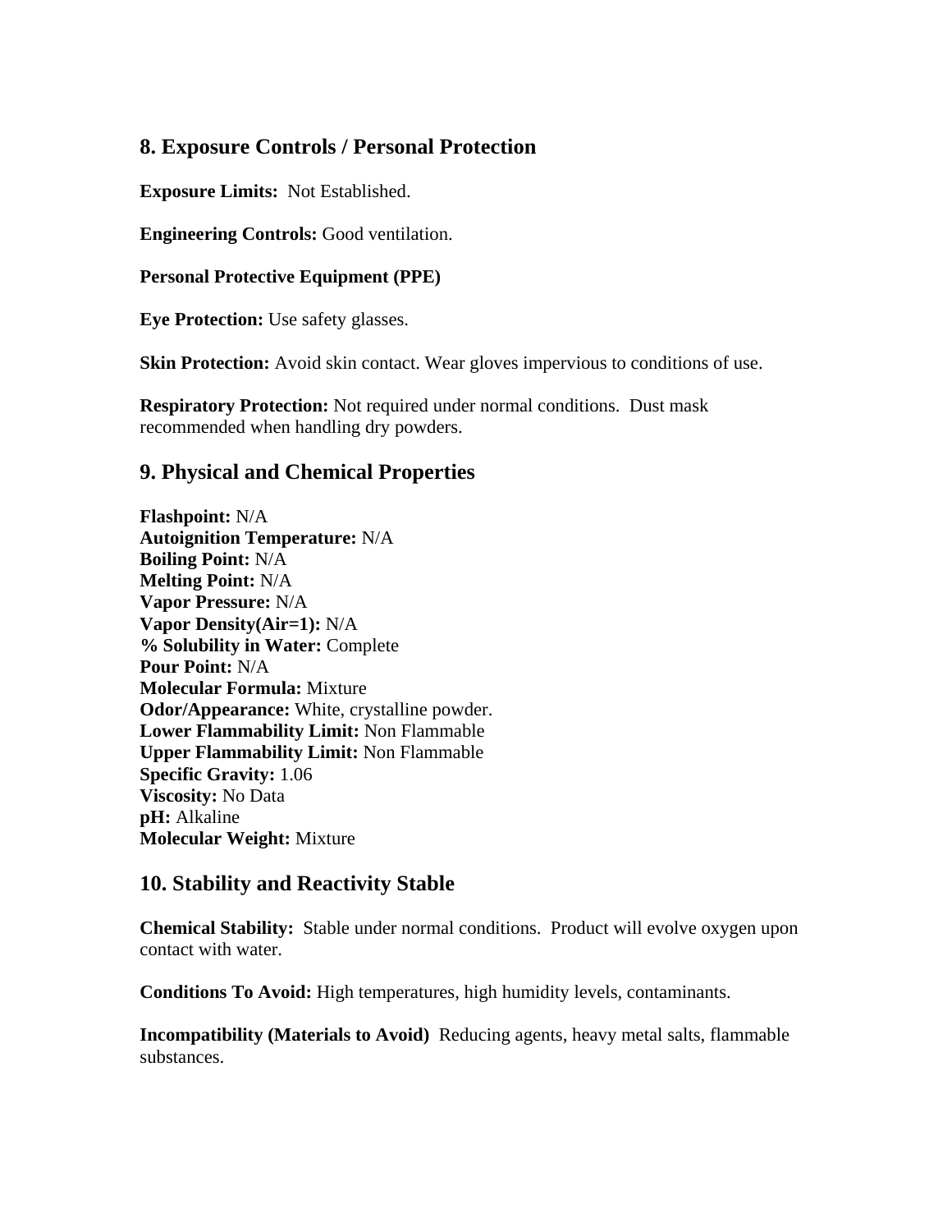## 8. Exposure Controls / Personal Protection

**Exposure Limits:** Not Established.

**Engineering Controls:** Good ventilation.

**Personal Protective Equipment (PPE)**

**Eye Protection:** Use safety glasses.

**Skin Protection:** Avoid skin contact. Wear gloves impervious to conditions of use.

**Respiratory Protection:** Not required under normal conditions. Dust mask recommended when handling dry powders.

## 9. Physical and Chemical Properties

**Flashpoint:** N/A  
**Autoignition Temperature:** N/A  
**Boiling Point:** N/A  
**Melting Point:** N/A  
**Vapor Pressure:** N/A  
**Vapor Density(Air=1):** N/A  
**% Solubility in Water:** Complete  
**Pour Point:** N/A  
**Molecular Formula:** Mixture  
**Odor/Appearance:** White, crystalline powder.  
**Lower Flammability Limit:** Non Flammable  
**Upper Flammability Limit:** Non Flammable  
**Specific Gravity:** 1.06  
**Viscosity:** No Data  
**pH:** Alkaline  
**Molecular Weight:** Mixture

## 10. Stability and Reactivity Stable

**Chemical Stability:** Stable under normal conditions. Product will evolve oxygen upon contact with water.

**Conditions To Avoid:** High temperatures, high humidity levels, contaminants.

**Incompatibility (Materials to Avoid)** Reducing agents, heavy metal salts, flammable substances.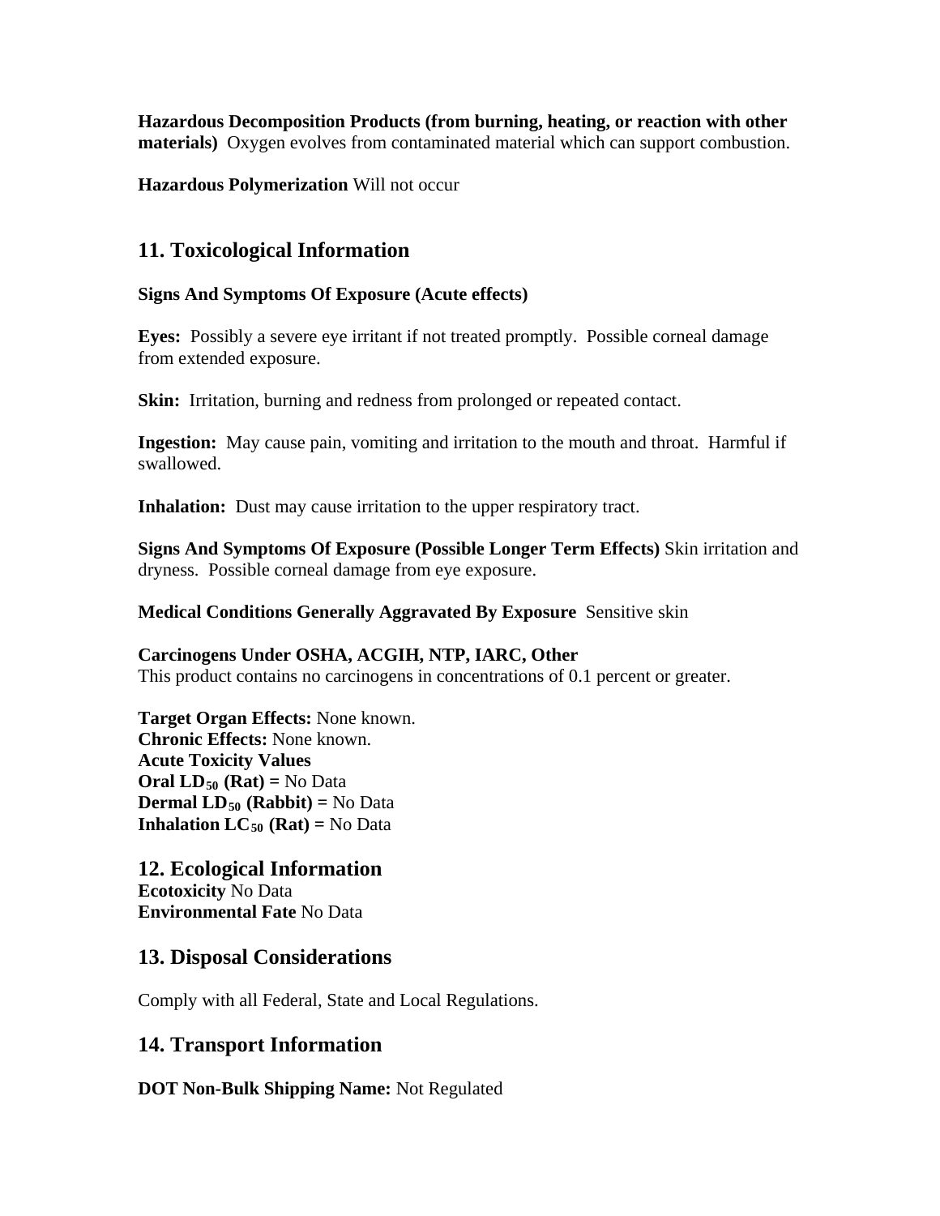**Hazardous Decomposition Products (from burning, heating, or reaction with other materials)** Oxygen evolves from contaminated material which can support combustion.

**Hazardous Polymerization** Will not occur

## 11. Toxicological Information

**Signs And Symptoms Of Exposure (Acute effects)**

**Eyes:** Possibly a severe eye irritant if not treated promptly. Possible corneal damage from extended exposure.

**Skin:** Irritation, burning and redness from prolonged or repeated contact.

**Ingestion:** May cause pain, vomiting and irritation to the mouth and throat. Harmful if swallowed.

**Inhalation:** Dust may cause irritation to the upper respiratory tract.

**Signs And Symptoms Of Exposure (Possible Longer Term Effects)** Skin irritation and dryness. Possible corneal damage from eye exposure.

**Medical Conditions Generally Aggravated By Exposure** Sensitive skin

**Carcinogens Under OSHA, ACGIH, NTP, IARC, Other**
This product contains no carcinogens in concentrations of 0.1 percent or greater.

**Target Organ Effects:** None known.
**Chronic Effects:** None known.
**Acute Toxicity Values**
**Oral $LD_{50}$ (Rat) =** No Data
**Dermal $LD_{50}$ (Rabbit) =** No Data
**Inhalation $LC_{50}$ (Rat) =** No Data

## 12. Ecological Information

**Ecotoxicity** No Data
**Environmental Fate** No Data

## 13. Disposal Considerations

Comply with all Federal, State and Local Regulations.

## 14. Transport Information

**DOT Non-Bulk Shipping Name:** Not Regulated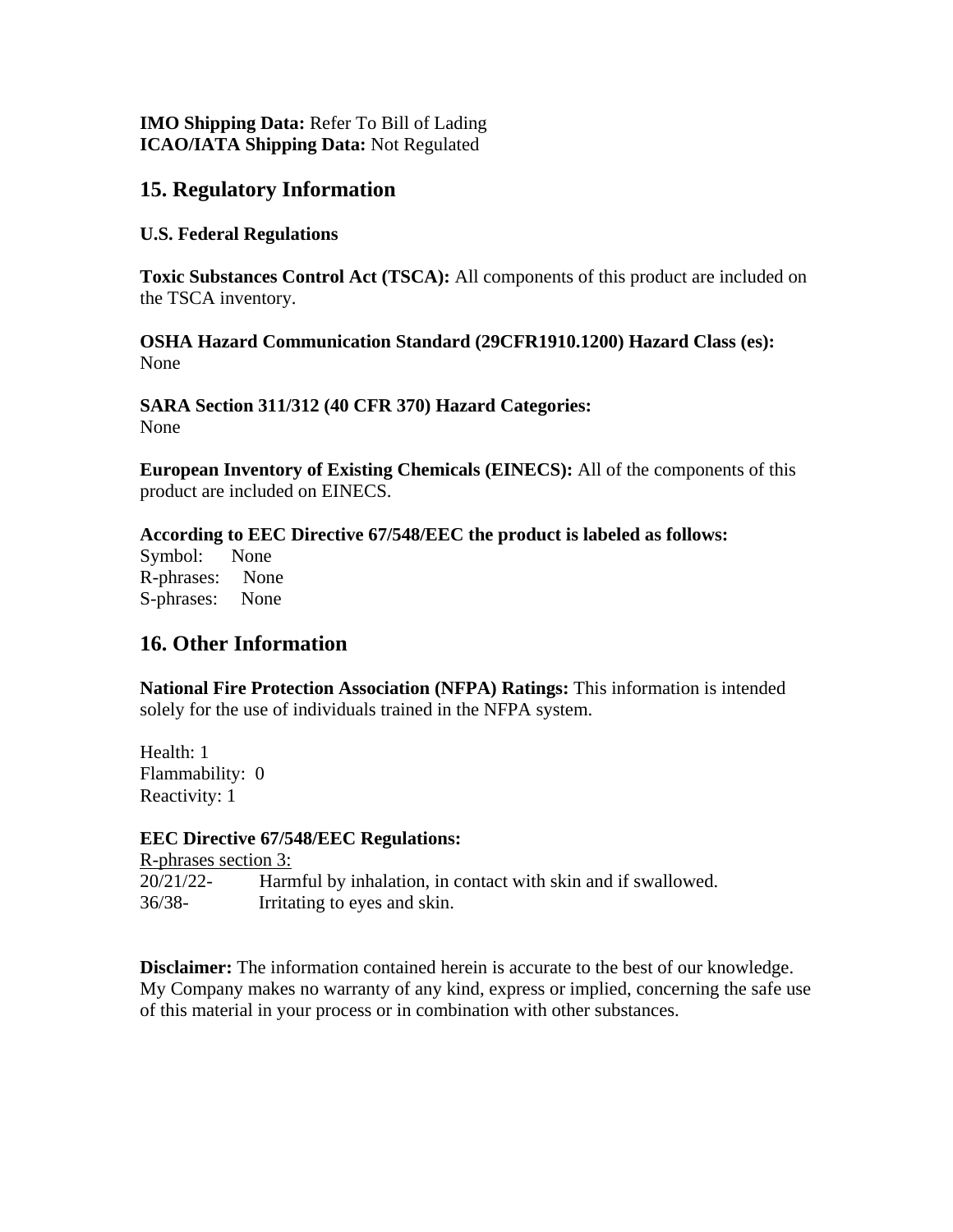**IMO Shipping Data:** Refer To Bill of Lading
**ICAO/IATA Shipping Data:** Not Regulated

## 15. Regulatory Information

**U.S. Federal Regulations**

**Toxic Substances Control Act (TSCA):** All components of this product are included on the TSCA inventory.

**OSHA Hazard Communication Standard (29CFR1910.1200) Hazard Class (es):**
None

**SARA Section 311/312 (40 CFR 370) Hazard Categories:**
None

**European Inventory of Existing Chemicals (EINECS):** All of the components of this product are included on EINECS.

**According to EEC Directive 67/548/EEC the product is labeled as follows:**
Symbol: None
R-phrases: None
S-phrases: None

## 16. Other Information

**National Fire Protection Association (NFPA) Ratings:** This information is intended solely for the use of individuals trained in the NFPA system.

Health: 1
Flammability: 0
Reactivity: 1

**EEC Directive 67/548/EEC Regulations:**
R-phrases section 3:
20/21/22- Harmful by inhalation, in contact with skin and if swallowed.
36/38- Irritating to eyes and skin.

**Disclaimer:** The information contained herein is accurate to the best of our knowledge. My Company makes no warranty of any kind, express or implied, concerning the safe use of this material in your process or in combination with other substances.